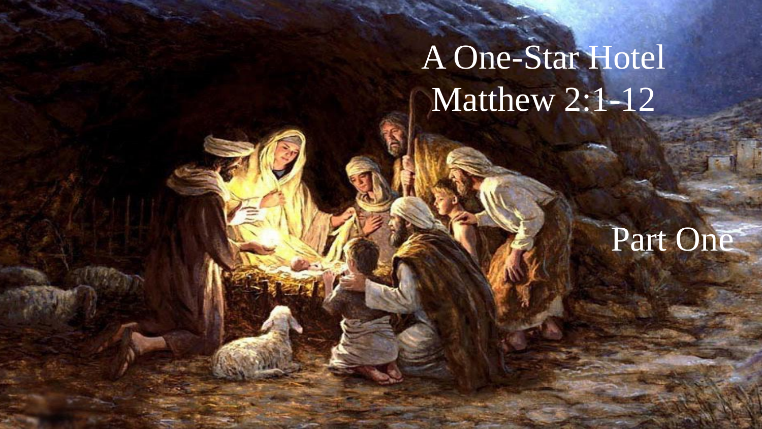# A One-Star Hotel

## Matthew 2:1-12

Part One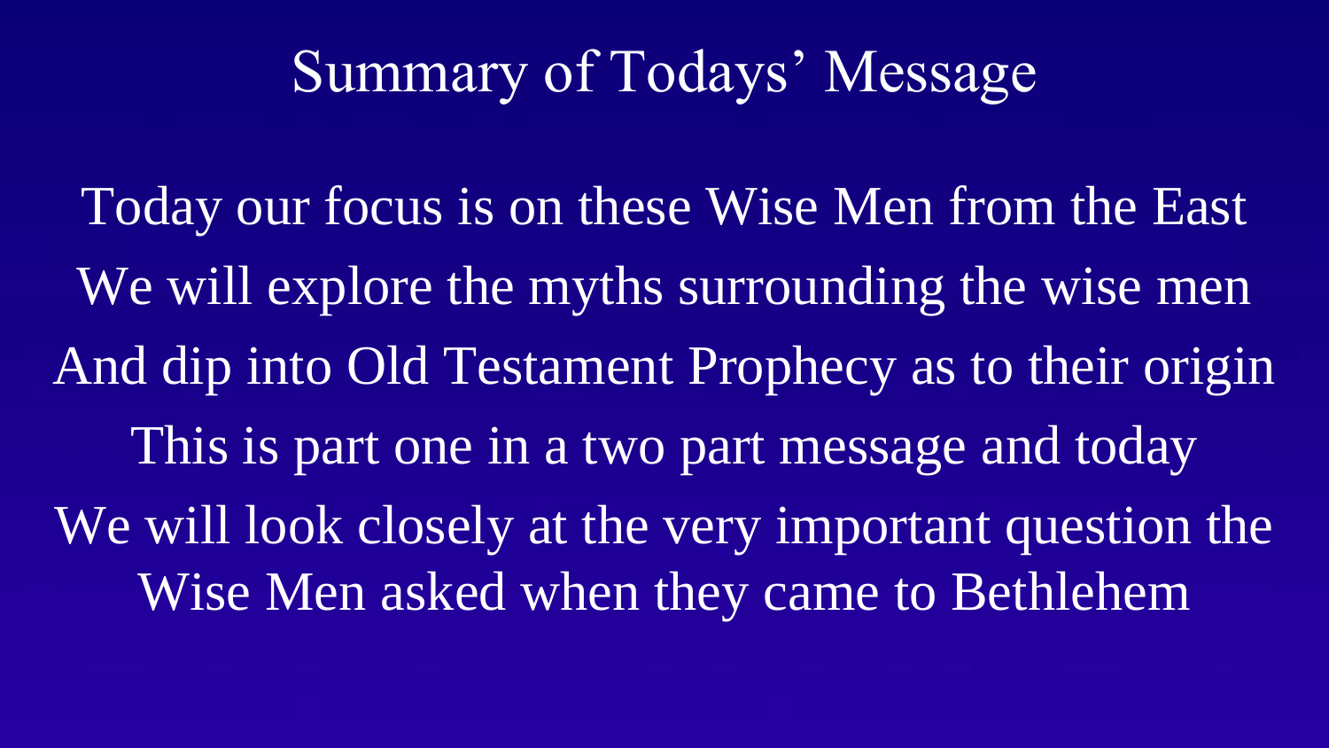# Summary of Todays' Message

Today our focus is on these Wise Men from the East

We will explore the myths surrounding the wise men

And dip into Old Testament Prophecy as to their origin

This is part one in a two part message and today

We will look closely at the very important question the Wise Men asked when they came to Bethlehem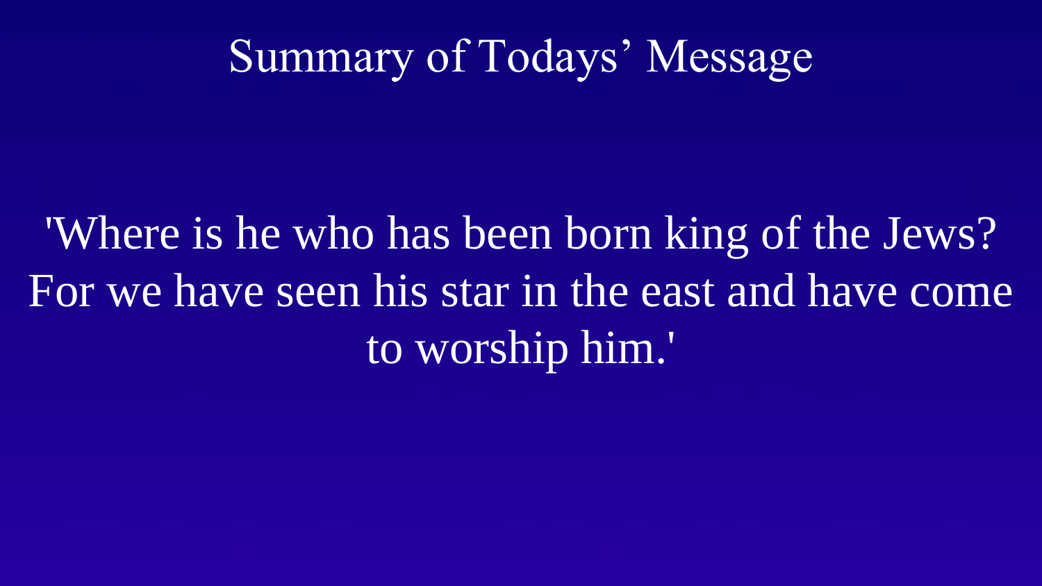# Summary of Todays' Message

'Where is he who has been born king of the Jews? For we have seen his star in the east and have come to worship him.'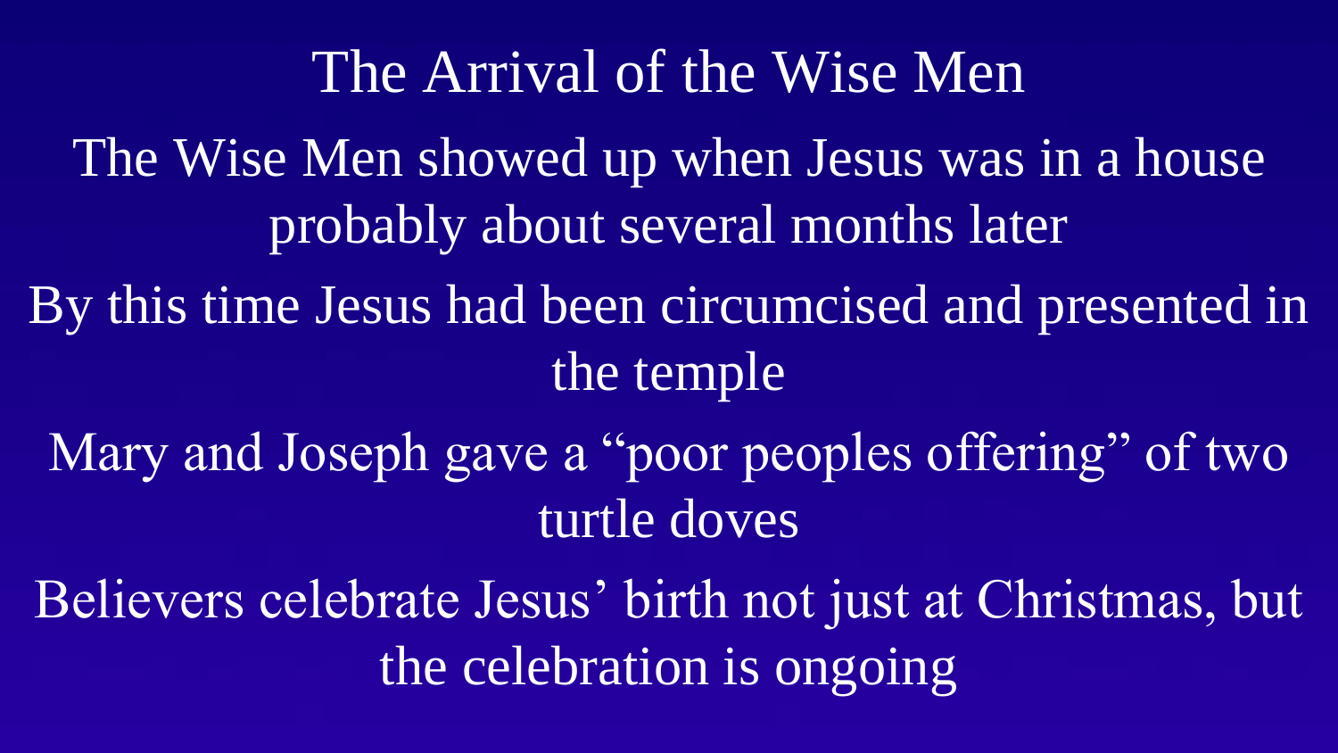# The Arrival of the Wise Men

The Wise Men showed up when Jesus was in a house probably about several months later

By this time Jesus had been circumcised and presented in the temple

Mary and Joseph gave a "poor peoples offering" of two turtle doves

Believers celebrate Jesus' birth not just at Christmas, but the celebration is ongoing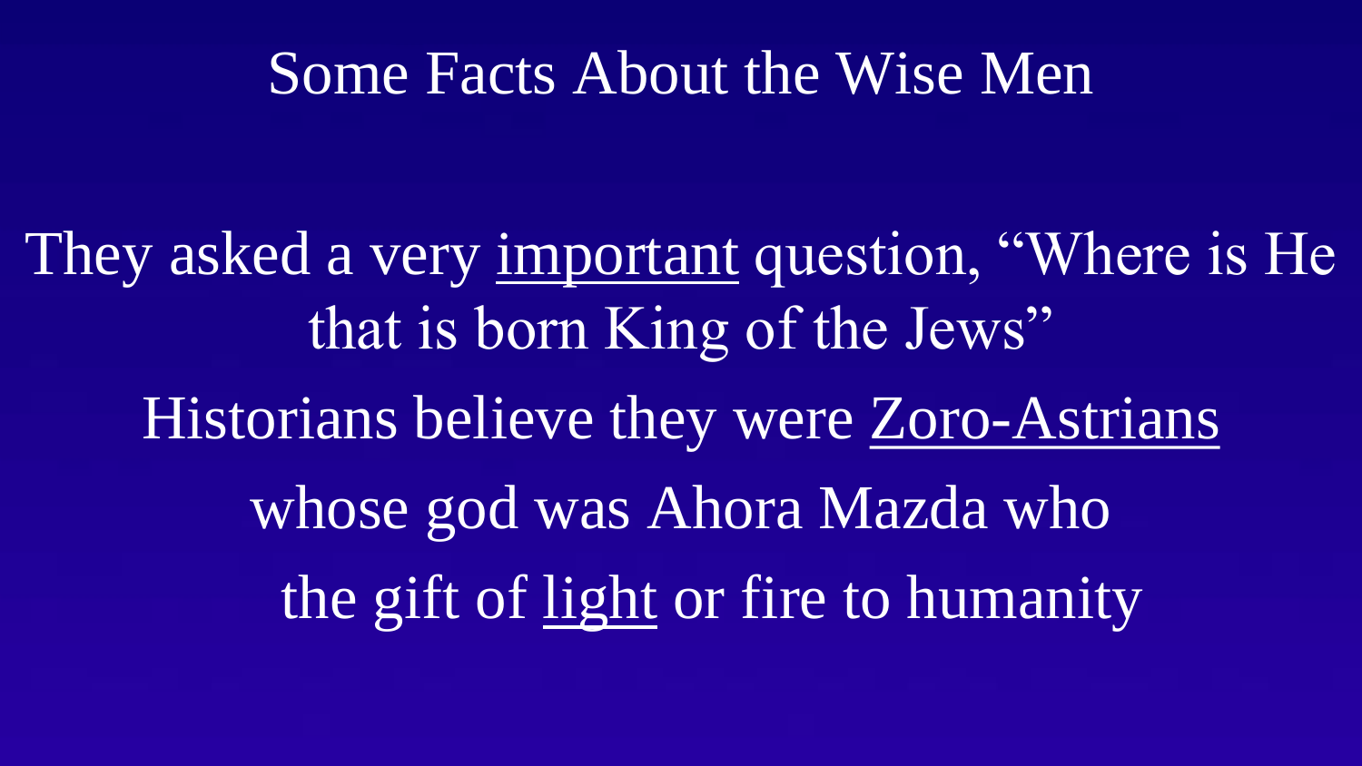# Some Facts About the Wise Men

They asked a very <u>important</u> question, "Where is He that is born King of the Jews"

Historians believe they were <u>Zoro-Astrians</u> whose god was Ahora Mazda who the gift of <u>light</u> or fire to humanity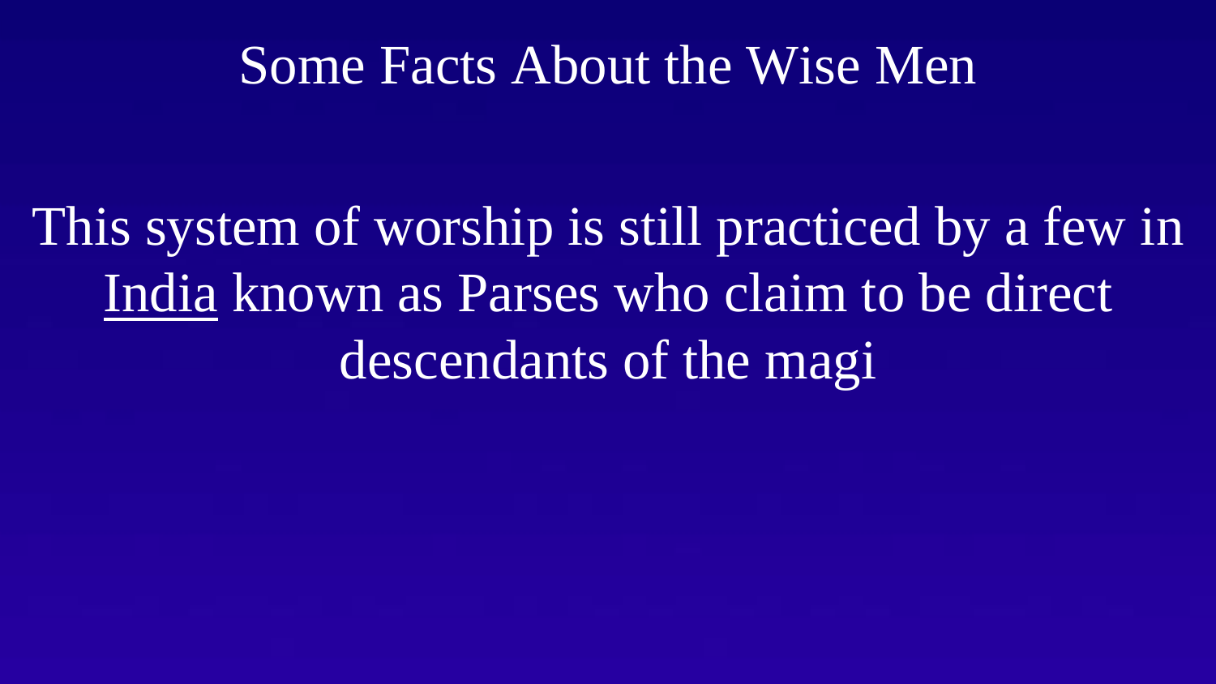# Some Facts About the Wise Men

This system of worship is still practiced by a few in India known as Parses who claim to be direct descendants of the magi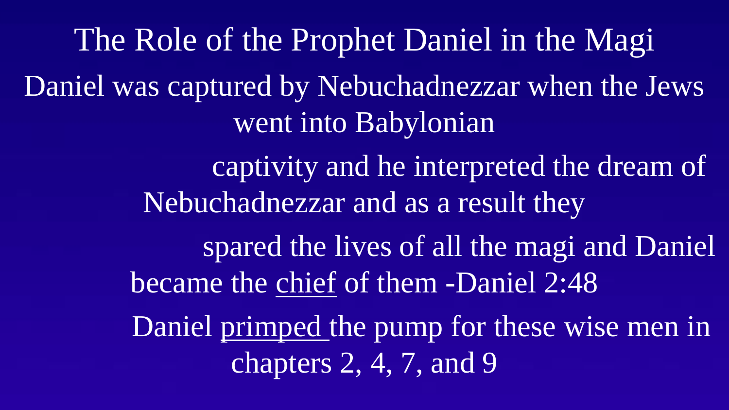# The Role of the Prophet Daniel in the Magi

Daniel was captured by Nebuchadnezzar when the Jews went into Babylonian captivity and he interpreted the dream of Nebuchadnezzar and as a result they spared the lives of all the magi and Daniel became the chief of them -Daniel 2:48

Daniel primped the pump for these wise men in chapters 2, 4, 7, and 9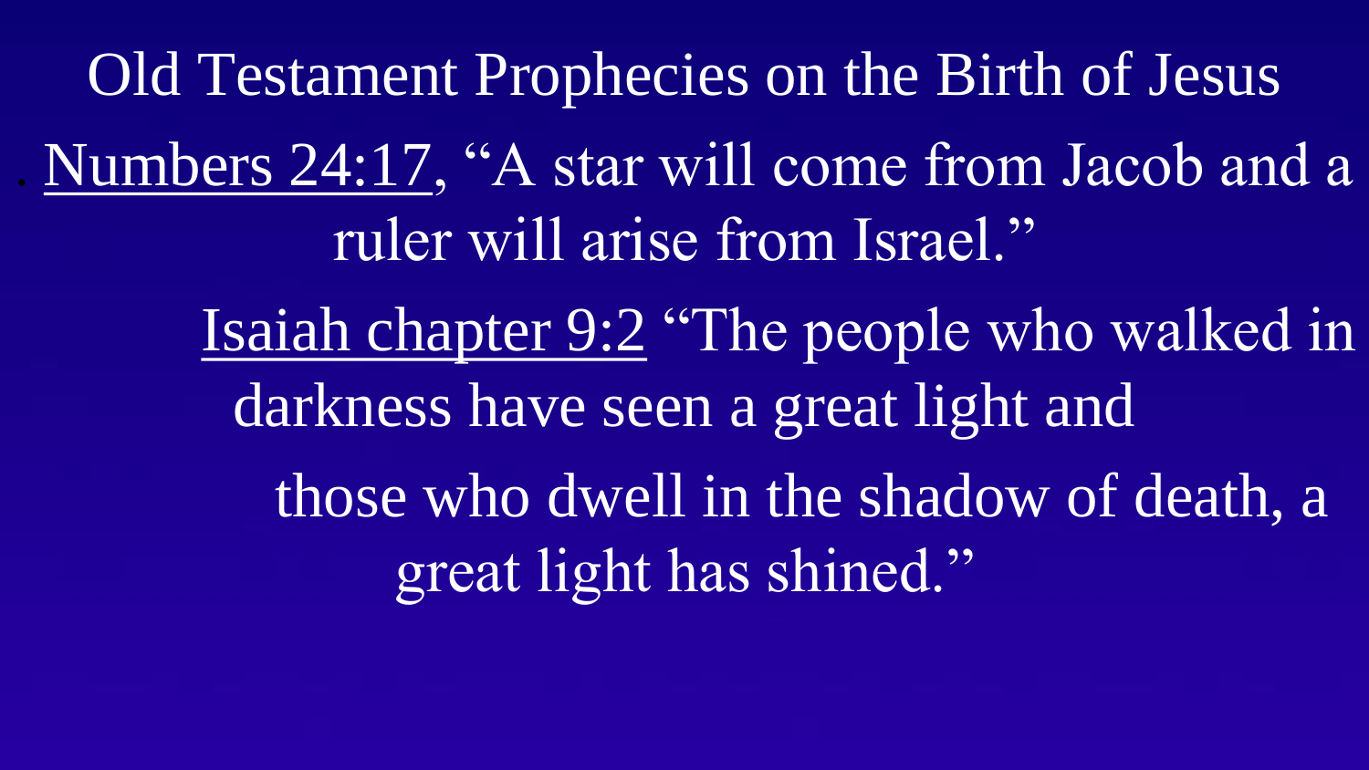# Old Testament Prophecies on the Birth of Jesus

- Numbers 24:17, "A star will come from Jacob and a ruler will arise from Israel."

Isaiah chapter 9:2 "The people who walked in darkness have seen a great light and those who dwell in the shadow of death, a great light has shined."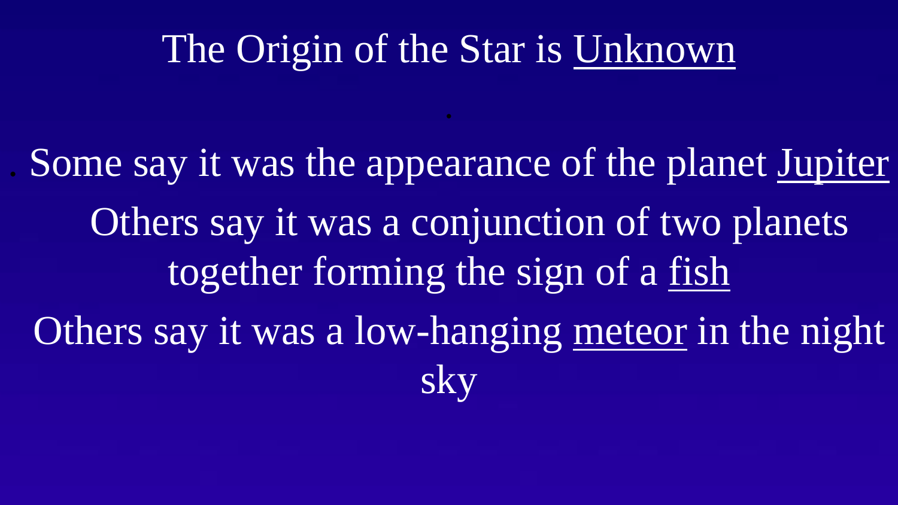# The Origin of the Star is Unknown

- Some say it was the appearance of the planet Jupiter
- Others say it was a conjunction of two planets together forming the sign of a fish
- Others say it was a low-hanging meteor in the night sky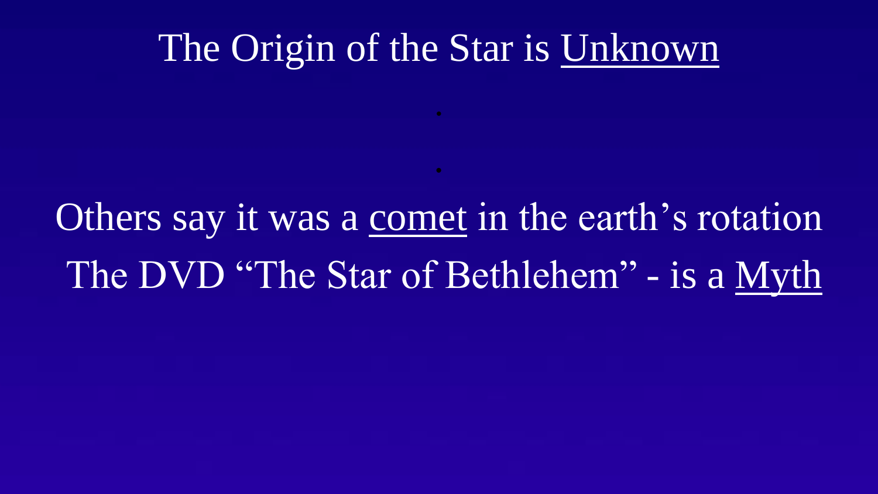# The Origin of the Star is Unknown

- 
- 

Others say it was a comet in the earth's rotation

The DVD "The Star of Bethlehem" - is a Myth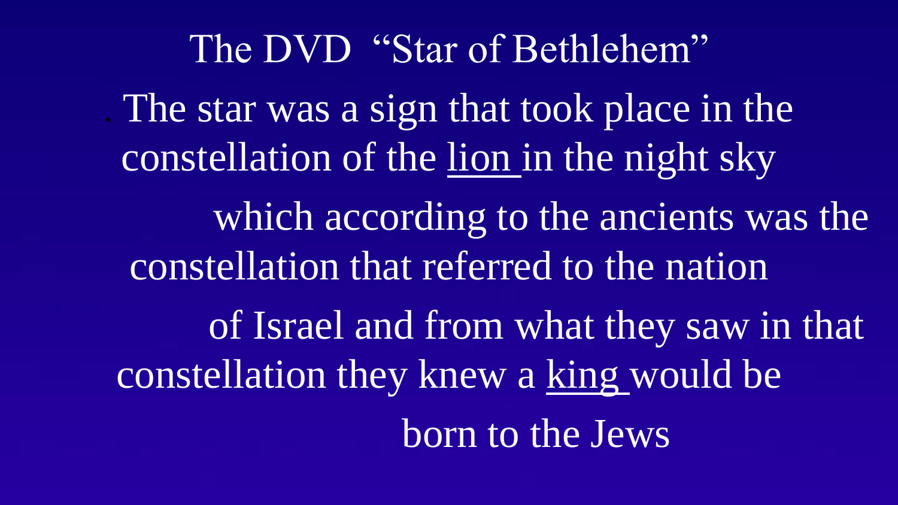# The DVD "Star of Bethlehem"

. The star was a sign that took place in the constellation of the lion in the night sky which according to the ancients was the constellation that referred to the nation of Israel and from what they saw in that constellation they knew a king would be born to the Jews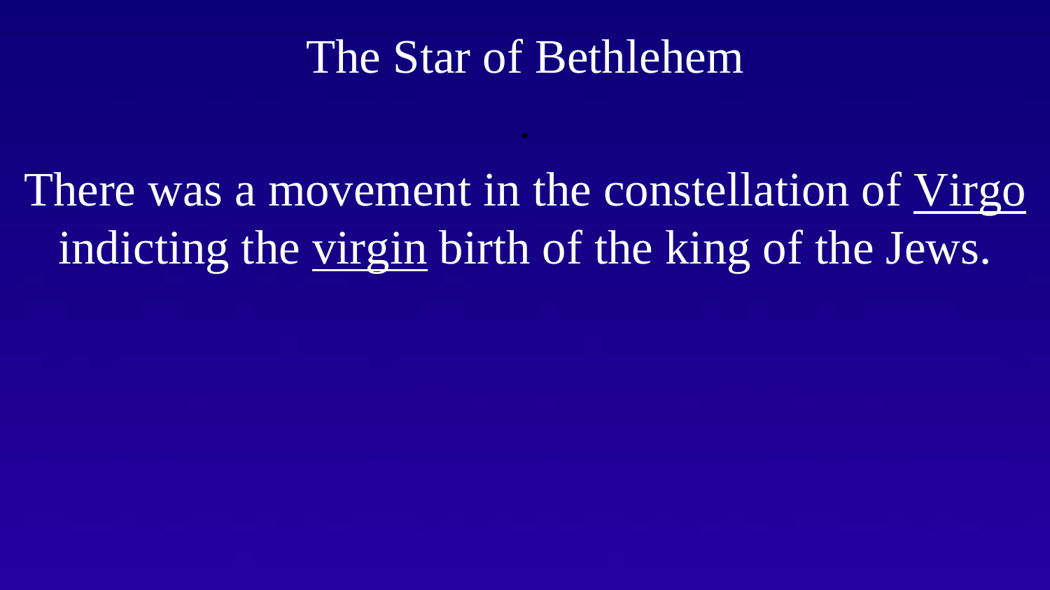# The Star of Bethlehem

There was a movement in the constellation of Virgo indicting the virgin birth of the king of the Jews.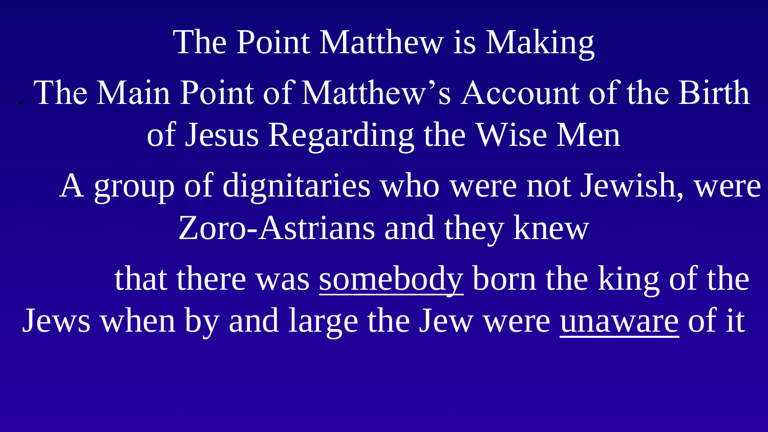# The Point Matthew is Making

- The Main Point of Matthew’s Account of the Birth of Jesus Regarding the Wise Men

A group of dignitaries who were not Jewish, were Zoro-Astrians and they knew

that there was <u>somebody</u> born the king of the Jews when by and large the Jew were <u>unaware</u> of it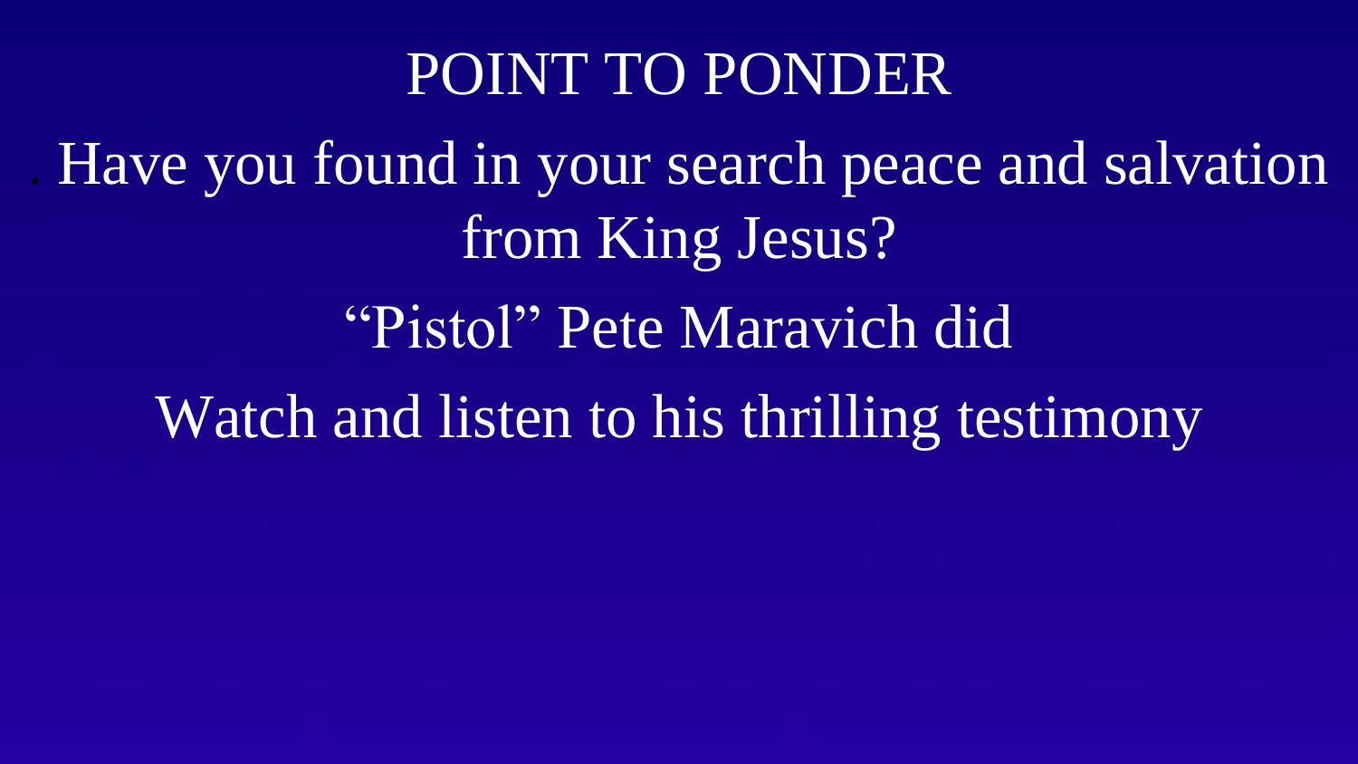# POINT TO PONDER

Have you found in your search peace and salvation from King Jesus?

"Pistol" Pete Maravich did

Watch and listen to his thrilling testimony